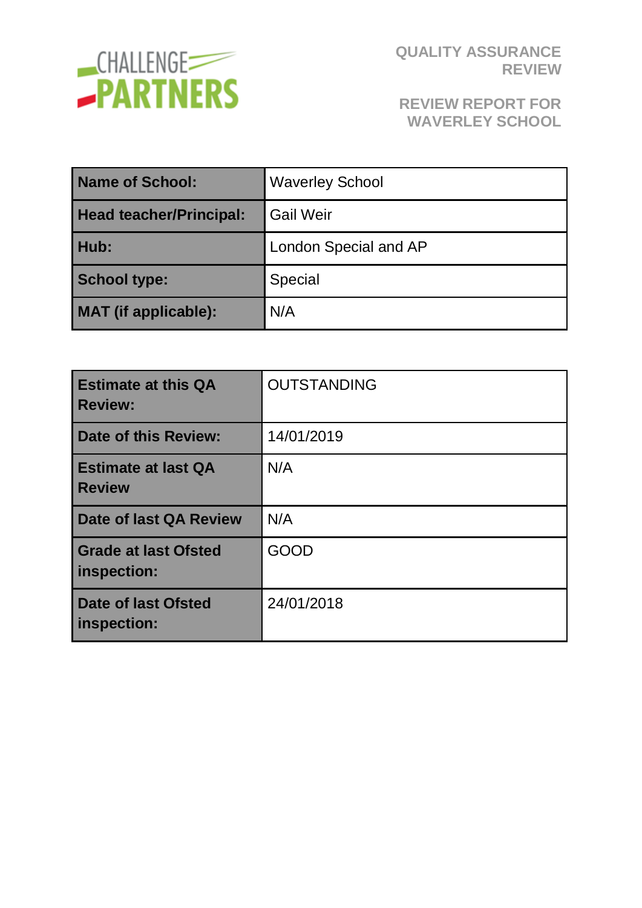CHALLENGE PARTNERS

# QUALITY ASSURANCE REVIEW

## REVIEW REPORT FOR WAVERLEY SCHOOL

| | |
|---|---|
| **Name of School:** | Waverley School |
| **Head teacher/Principal:** | Gail Weir |
| **Hub:** | London Special and AP |
| **School type:** | Special |
| **MAT (if applicable):** | N/A |

| | |
|---|---|
| **Estimate at this QA Review:** | OUTSTANDING |
| **Date of this Review:** | 14/01/2019 |
| **Estimate at last QA Review** | N/A |
| **Date of last QA Review** | N/A |
| **Grade at last Ofsted inspection:** | GOOD |
| **Date of last Ofsted inspection:** | 24/01/2018 |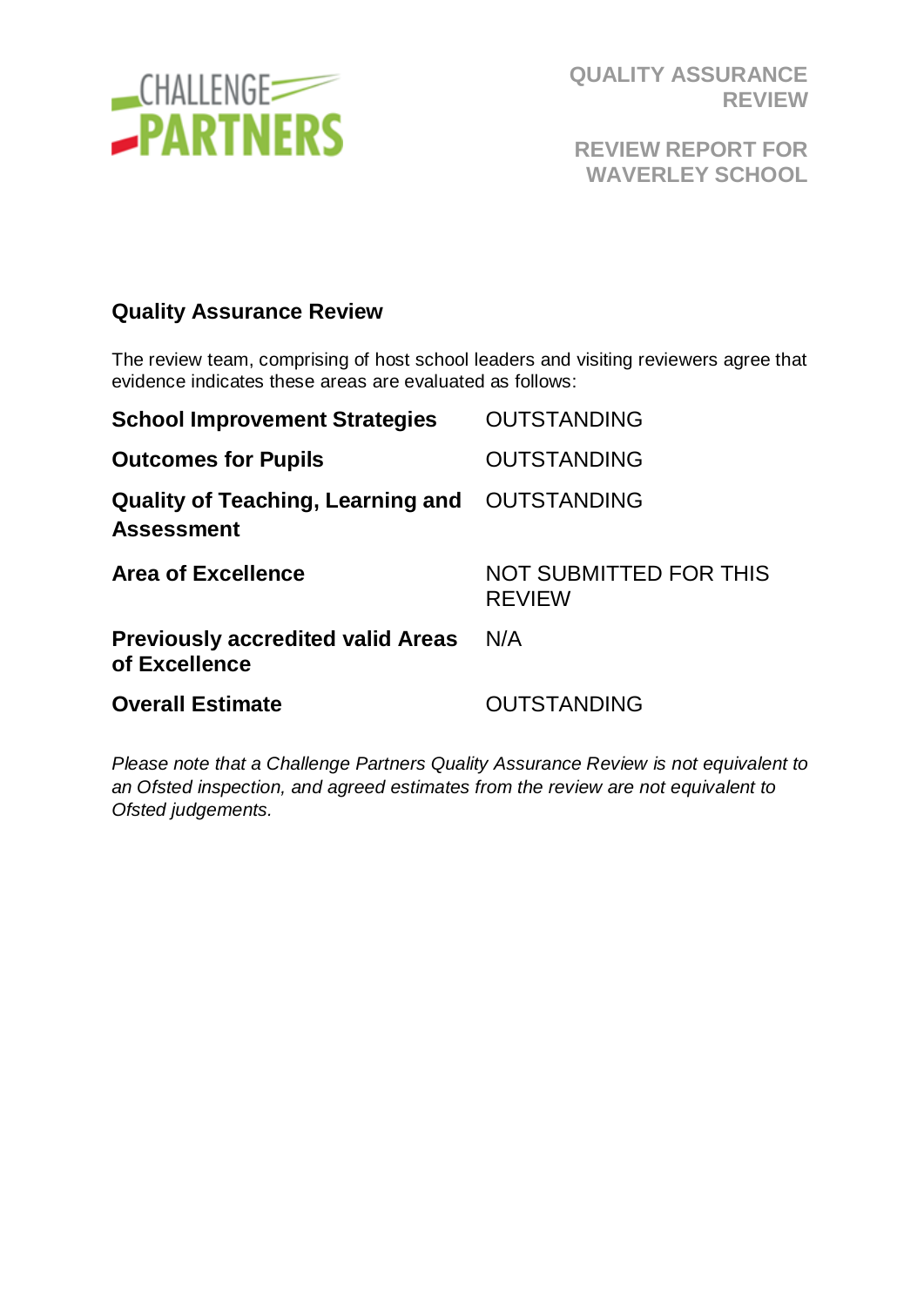QUALITY ASSURANCE REVIEW

REVIEW REPORT FOR WAVERLEY SCHOOL

## Quality Assurance Review

The review team, comprising of host school leaders and visiting reviewers agree that evidence indicates these areas are evaluated as follows:

| | |
|---|---|
| **School Improvement Strategies** | OUTSTANDING |
| **Outcomes for Pupils** | OUTSTANDING |
| **Quality of Teaching, Learning and Assessment** | OUTSTANDING |
| **Area of Excellence** | NOT SUBMITTED FOR THIS REVIEW |
| **Previously accredited valid Areas of Excellence** | N/A |
| **Overall Estimate** | OUTSTANDING |

*Please note that a Challenge Partners Quality Assurance Review is not equivalent to an Ofsted inspection, and agreed estimates from the review are not equivalent to Ofsted judgements.*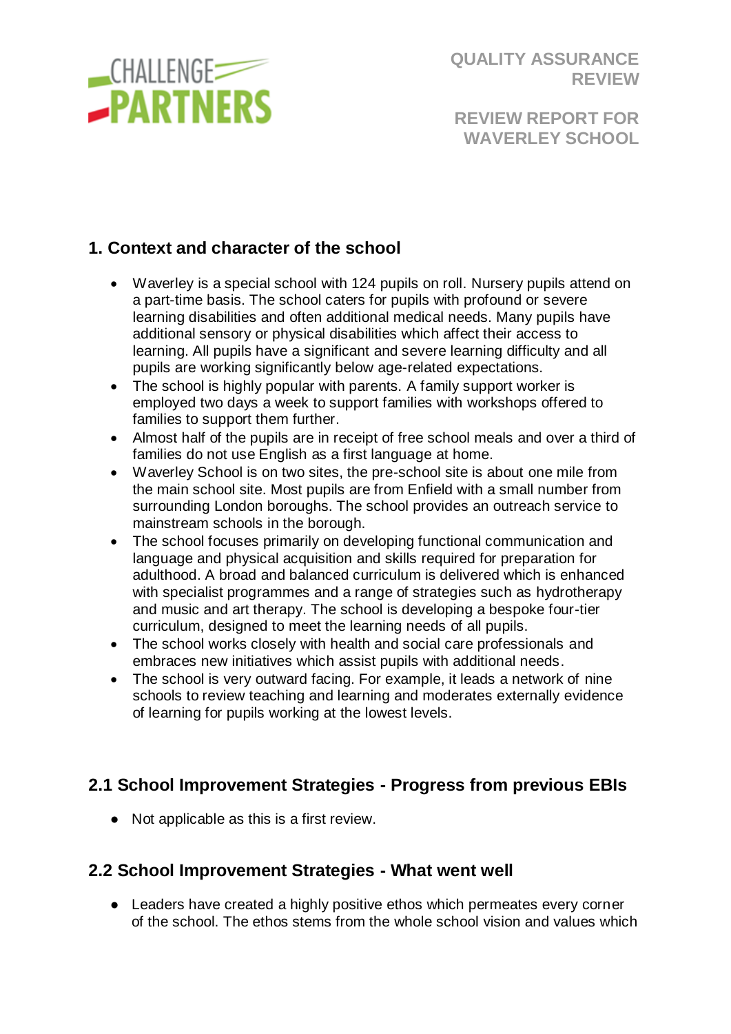QUALITY ASSURANCE REVIEW

REVIEW REPORT FOR WAVERLEY SCHOOL

## 1. Context and character of the school

- Waverley is a special school with 124 pupils on roll. Nursery pupils attend on a part-time basis. The school caters for pupils with profound or severe learning disabilities and often additional medical needs. Many pupils have additional sensory or physical disabilities which affect their access to learning. All pupils have a significant and severe learning difficulty and all pupils are working significantly below age-related expectations.
- The school is highly popular with parents. A family support worker is employed two days a week to support families with workshops offered to families to support them further.
- Almost half of the pupils are in receipt of free school meals and over a third of families do not use English as a first language at home.
- Waverley School is on two sites, the pre-school site is about one mile from the main school site. Most pupils are from Enfield with a small number from surrounding London boroughs. The school provides an outreach service to mainstream schools in the borough.
- The school focuses primarily on developing functional communication and language and physical acquisition and skills required for preparation for adulthood. A broad and balanced curriculum is delivered which is enhanced with specialist programmes and a range of strategies such as hydrotherapy and music and art therapy. The school is developing a bespoke four-tier curriculum, designed to meet the learning needs of all pupils.
- The school works closely with health and social care professionals and embraces new initiatives which assist pupils with additional needs.
- The school is very outward facing. For example, it leads a network of nine schools to review teaching and learning and moderates externally evidence of learning for pupils working at the lowest levels.

## 2.1 School Improvement Strategies - Progress from previous EBIs

- Not applicable as this is a first review.

## 2.2 School Improvement Strategies - What went well

- Leaders have created a highly positive ethos which permeates every corner of the school. The ethos stems from the whole school vision and values which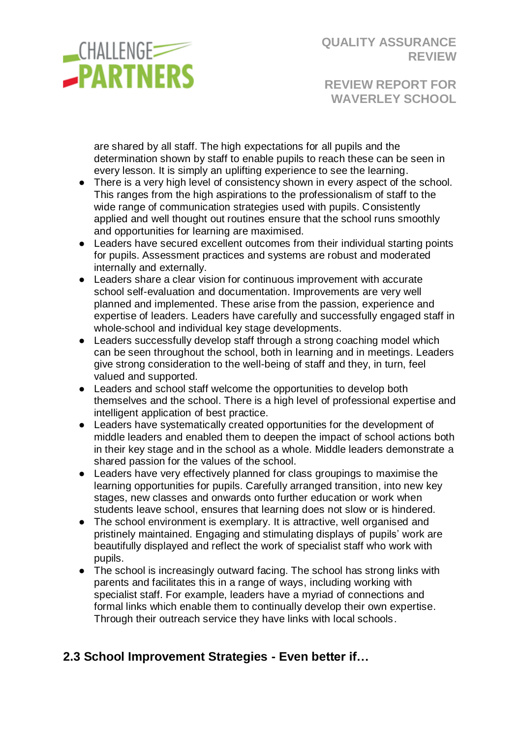are shared by all staff. The high expectations for all pupils and the determination shown by staff to enable pupils to reach these can be seen in every lesson. It is simply an uplifting experience to see the learning.

- There is a very high level of consistency shown in every aspect of the school. This ranges from the high aspirations to the professionalism of staff to the wide range of communication strategies used with pupils. Consistently applied and well thought out routines ensure that the school runs smoothly and opportunities for learning are maximised.
- Leaders have secured excellent outcomes from their individual starting points for pupils. Assessment practices and systems are robust and moderated internally and externally.
- Leaders share a clear vision for continuous improvement with accurate school self-evaluation and documentation. Improvements are very well planned and implemented. These arise from the passion, experience and expertise of leaders. Leaders have carefully and successfully engaged staff in whole-school and individual key stage developments.
- Leaders successfully develop staff through a strong coaching model which can be seen throughout the school, both in learning and in meetings. Leaders give strong consideration to the well-being of staff and they, in turn, feel valued and supported.
- Leaders and school staff welcome the opportunities to develop both themselves and the school. There is a high level of professional expertise and intelligent application of best practice.
- Leaders have systematically created opportunities for the development of middle leaders and enabled them to deepen the impact of school actions both in their key stage and in the school as a whole. Middle leaders demonstrate a shared passion for the values of the school.
- Leaders have very effectively planned for class groupings to maximise the learning opportunities for pupils. Carefully arranged transition, into new key stages, new classes and onwards onto further education or work when students leave school, ensures that learning does not slow or is hindered.
- The school environment is exemplary. It is attractive, well organised and pristinely maintained. Engaging and stimulating displays of pupils' work are beautifully displayed and reflect the work of specialist staff who work with pupils.
- The school is increasingly outward facing. The school has strong links with parents and facilitates this in a range of ways, including working with specialist staff. For example, leaders have a myriad of connections and formal links which enable them to continually develop their own expertise. Through their outreach service they have links with local schools.

## 2.3 School Improvement Strategies - Even better if…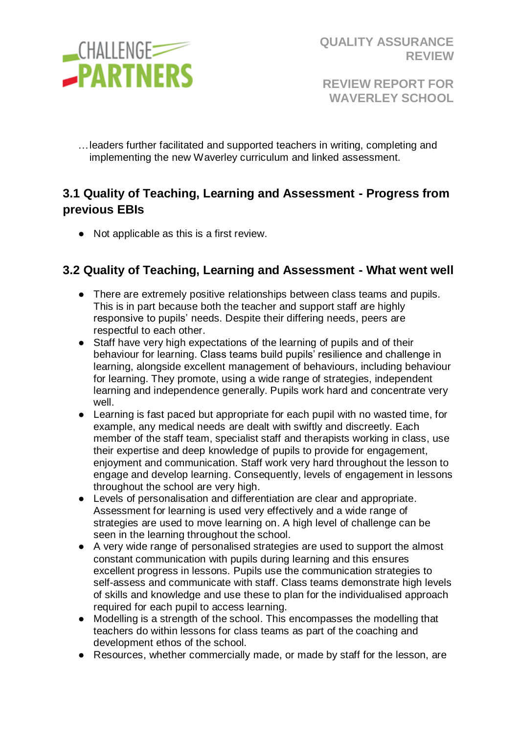…leaders further facilitated and supported teachers in writing, completing and implementing the new Waverley curriculum and linked assessment.

## 3.1 Quality of Teaching, Learning and Assessment - Progress from previous EBIs

- Not applicable as this is a first review.

## 3.2 Quality of Teaching, Learning and Assessment - What went well

- There are extremely positive relationships between class teams and pupils. This is in part because both the teacher and support staff are highly responsive to pupils' needs. Despite their differing needs, peers are respectful to each other.
- Staff have very high expectations of the learning of pupils and of their behaviour for learning. Class teams build pupils' resilience and challenge in learning, alongside excellent management of behaviours, including behaviour for learning. They promote, using a wide range of strategies, independent learning and independence generally. Pupils work hard and concentrate very well.
- Learning is fast paced but appropriate for each pupil with no wasted time, for example, any medical needs are dealt with swiftly and discreetly. Each member of the staff team, specialist staff and therapists working in class, use their expertise and deep knowledge of pupils to provide for engagement, enjoyment and communication. Staff work very hard throughout the lesson to engage and develop learning. Consequently, levels of engagement in lessons throughout the school are very high.
- Levels of personalisation and differentiation are clear and appropriate. Assessment for learning is used very effectively and a wide range of strategies are used to move learning on. A high level of challenge can be seen in the learning throughout the school.
- A very wide range of personalised strategies are used to support the almost constant communication with pupils during learning and this ensures excellent progress in lessons. Pupils use the communication strategies to self-assess and communicate with staff. Class teams demonstrate high levels of skills and knowledge and use these to plan for the individualised approach required for each pupil to access learning.
- Modelling is a strength of the school. This encompasses the modelling that teachers do within lessons for class teams as part of the coaching and development ethos of the school.
- Resources, whether commercially made, or made by staff for the lesson, are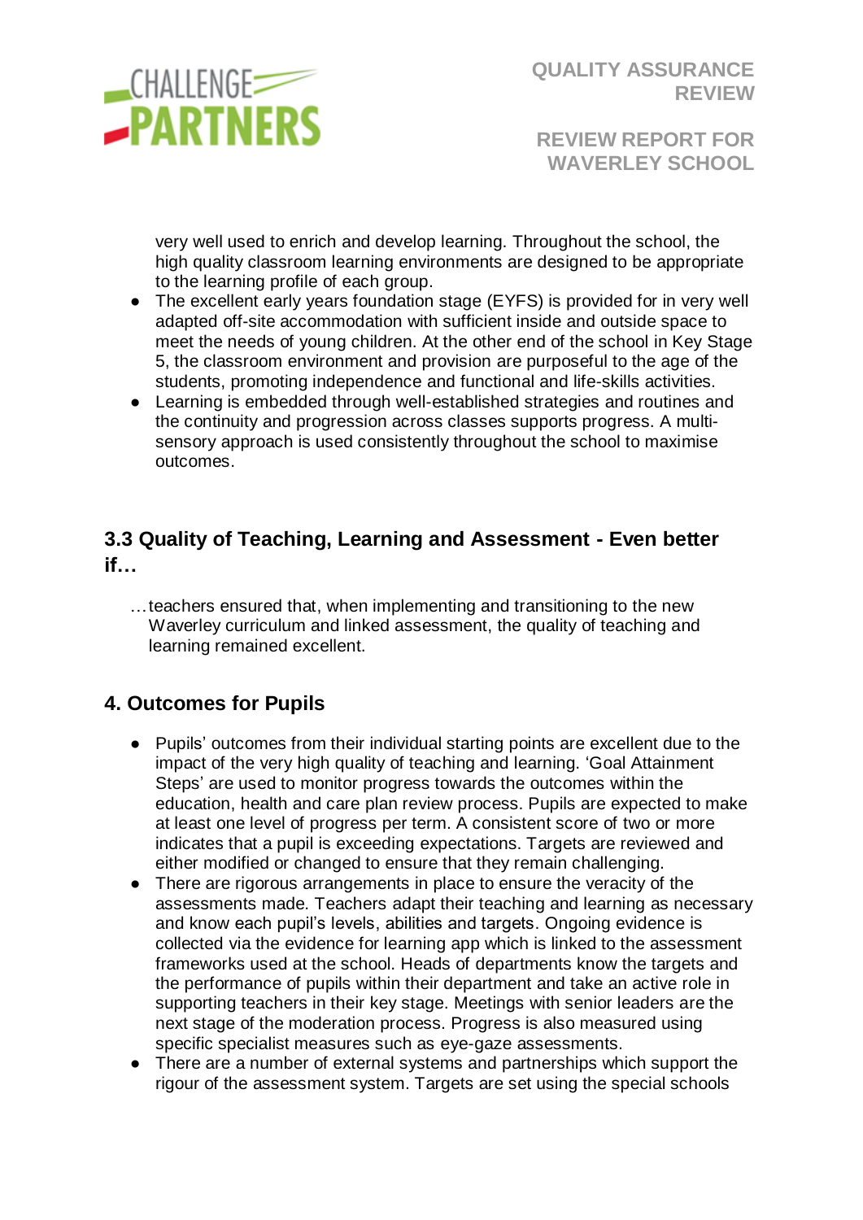very well used to enrich and develop learning. Throughout the school, the high quality classroom learning environments are designed to be appropriate to the learning profile of each group.

- The excellent early years foundation stage (EYFS) is provided for in very well adapted off-site accommodation with sufficient inside and outside space to meet the needs of young children. At the other end of the school in Key Stage 5, the classroom environment and provision are purposeful to the age of the students, promoting independence and functional and life-skills activities.
- Learning is embedded through well-established strategies and routines and the continuity and progression across classes supports progress. A multi-sensory approach is used consistently throughout the school to maximise outcomes.

## 3.3 Quality of Teaching, Learning and Assessment - Even better if…

…teachers ensured that, when implementing and transitioning to the new Waverley curriculum and linked assessment, the quality of teaching and learning remained excellent.

## 4. Outcomes for Pupils

- Pupils' outcomes from their individual starting points are excellent due to the impact of the very high quality of teaching and learning. 'Goal Attainment Steps' are used to monitor progress towards the outcomes within the education, health and care plan review process. Pupils are expected to make at least one level of progress per term. A consistent score of two or more indicates that a pupil is exceeding expectations. Targets are reviewed and either modified or changed to ensure that they remain challenging.
- There are rigorous arrangements in place to ensure the veracity of the assessments made. Teachers adapt their teaching and learning as necessary and know each pupil's levels, abilities and targets. Ongoing evidence is collected via the evidence for learning app which is linked to the assessment frameworks used at the school. Heads of departments know the targets and the performance of pupils within their department and take an active role in supporting teachers in their key stage. Meetings with senior leaders are the next stage of the moderation process. Progress is also measured using specific specialist measures such as eye-gaze assessments.
- There are a number of external systems and partnerships which support the rigour of the assessment system. Targets are set using the special schools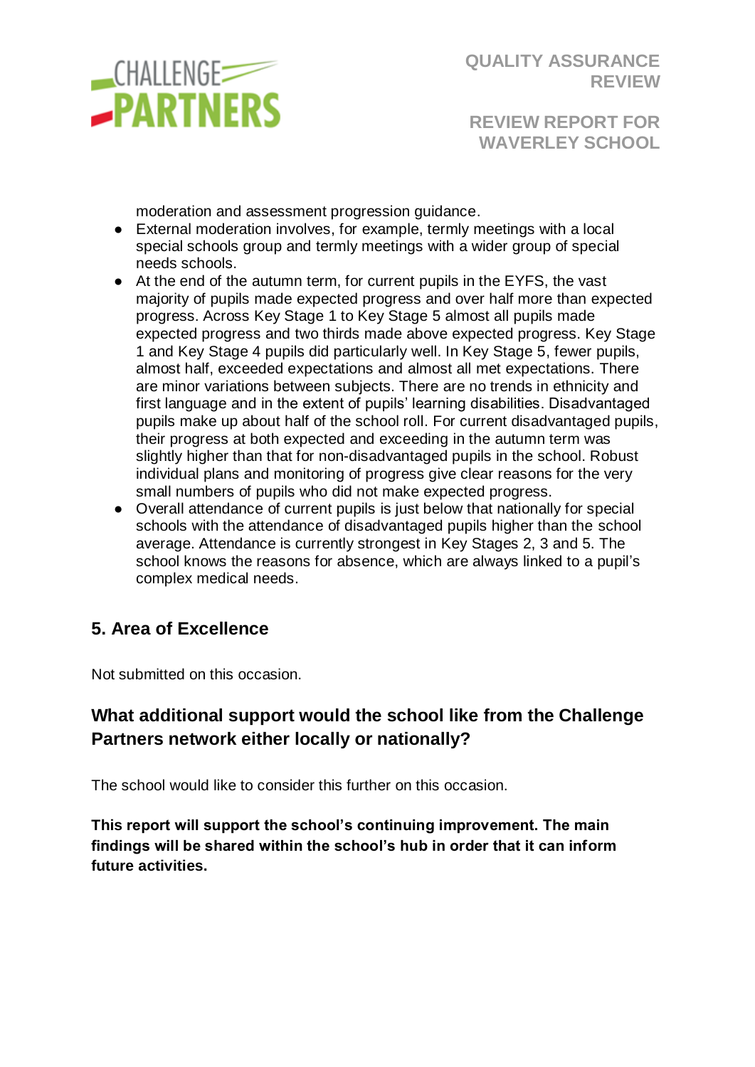moderation and assessment progression guidance.

- External moderation involves, for example, termly meetings with a local special schools group and termly meetings with a wider group of special needs schools.
- At the end of the autumn term, for current pupils in the EYFS, the vast majority of pupils made expected progress and over half more than expected progress. Across Key Stage 1 to Key Stage 5 almost all pupils made expected progress and two thirds made above expected progress. Key Stage 1 and Key Stage 4 pupils did particularly well. In Key Stage 5, fewer pupils, almost half, exceeded expectations and almost all met expectations. There are minor variations between subjects. There are no trends in ethnicity and first language and in the extent of pupils' learning disabilities. Disadvantaged pupils make up about half of the school roll. For current disadvantaged pupils, their progress at both expected and exceeding in the autumn term was slightly higher than that for non-disadvantaged pupils in the school. Robust individual plans and monitoring of progress give clear reasons for the very small numbers of pupils who did not make expected progress.
- Overall attendance of current pupils is just below that nationally for special schools with the attendance of disadvantaged pupils higher than the school average. Attendance is currently strongest in Key Stages 2, 3 and 5. The school knows the reasons for absence, which are always linked to a pupil's complex medical needs.

## 5. Area of Excellence

Not submitted on this occasion.

## What additional support would the school like from the Challenge Partners network either locally or nationally?

The school would like to consider this further on this occasion.

**This report will support the school's continuing improvement. The main findings will be shared within the school's hub in order that it can inform future activities.**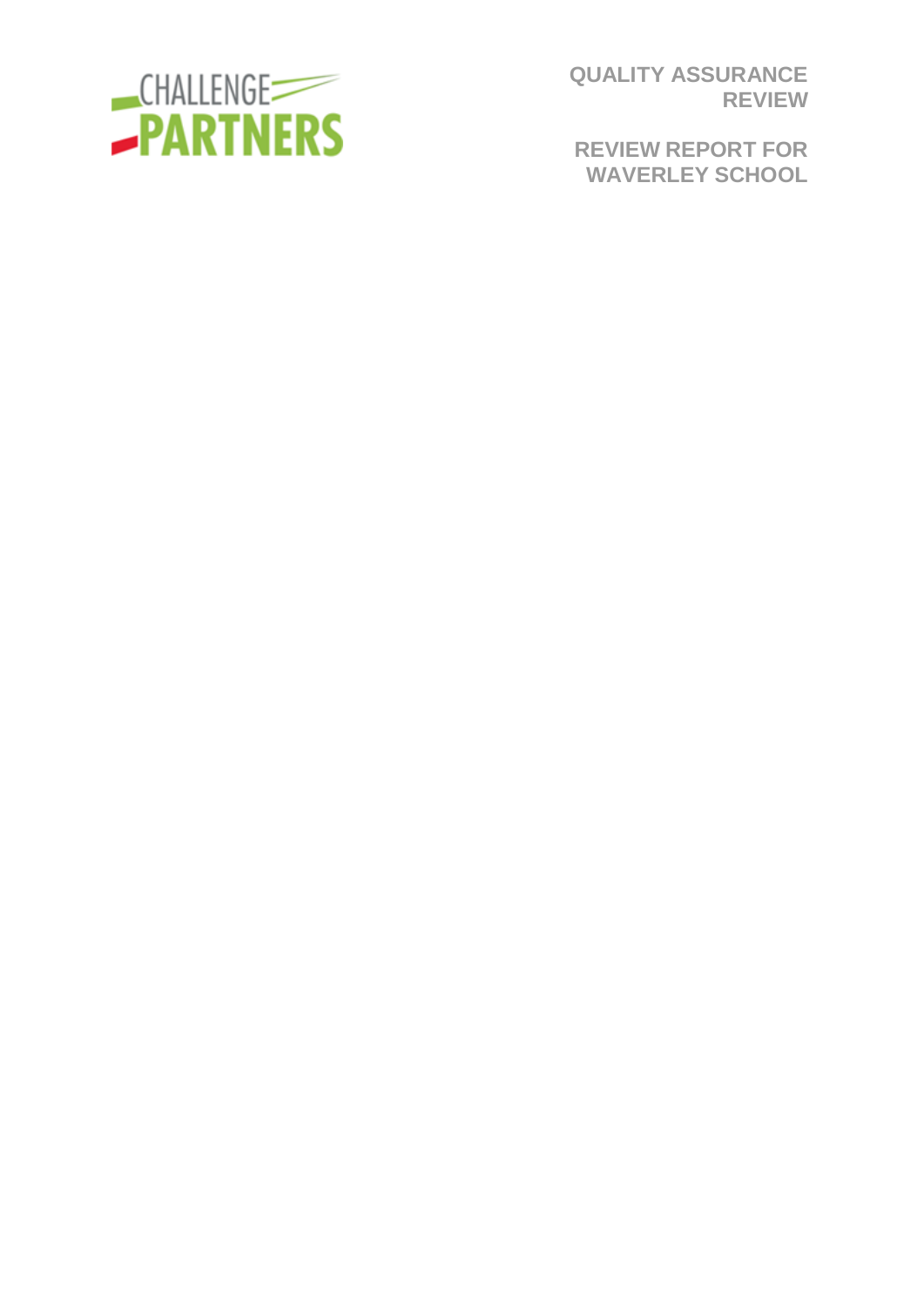CHALLENGE PARTNERS

**QUALITY ASSURANCE REVIEW**

**REVIEW REPORT FOR WAVERLEY SCHOOL**